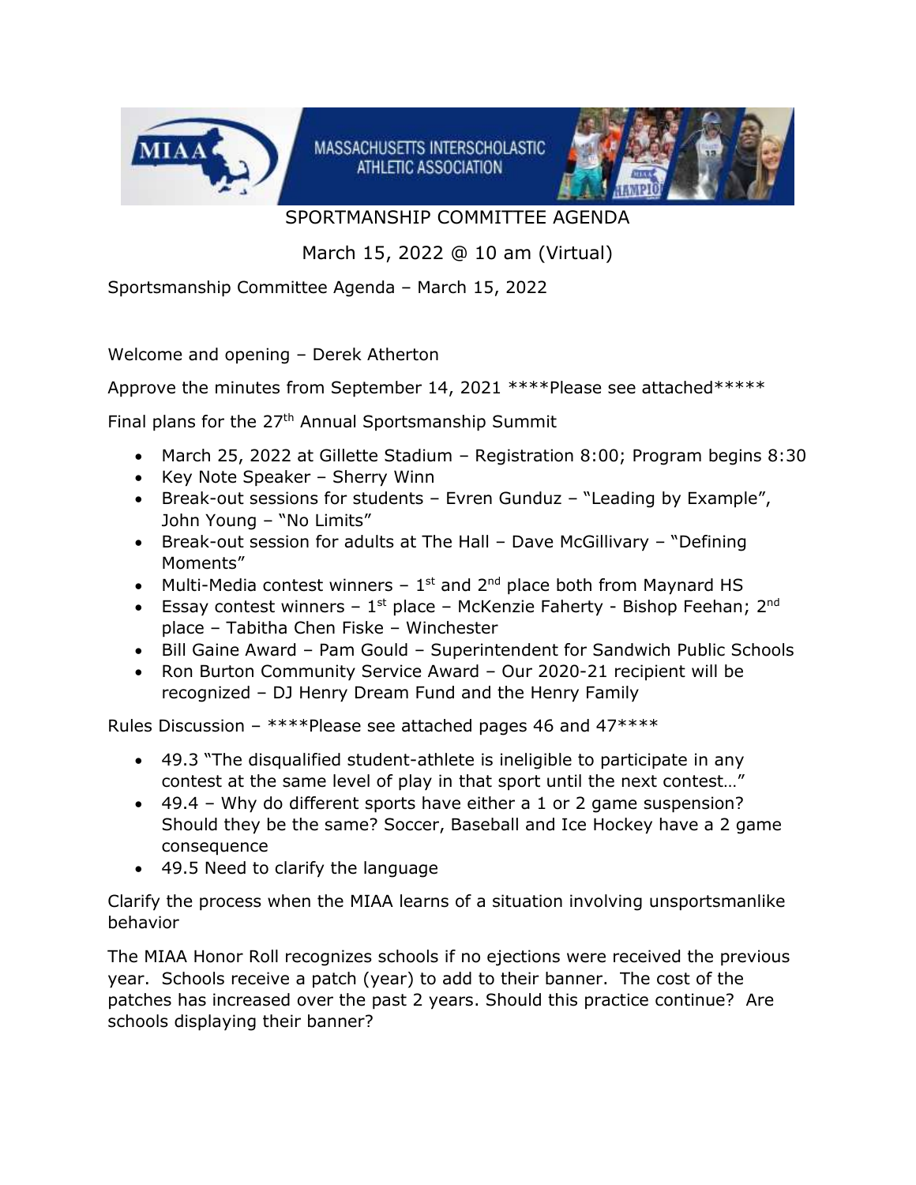# SPORTMANSHIP COMMITTEE AGENDA

March 15, 2022 @ 10 am (Virtual)

Sportsmanship Committee Agenda – March 15, 2022

Welcome and opening – Derek Atherton

Approve the minutes from September 14, 2021 ****Please see attached*****

Final plans for the 27th Annual Sportsmanship Summit

- March 25, 2022 at Gillette Stadium – Registration 8:00; Program begins 8:30
- Key Note Speaker – Sherry Winn
- Break-out sessions for students – Evren Gunduz – "Leading by Example", John Young – "No Limits"
- Break-out session for adults at The Hall – Dave McGillivary – "Defining Moments"
- Multi-Media contest winners – 1st and 2nd place both from Maynard HS
- Essay contest winners – 1st place – McKenzie Faherty - Bishop Feehan; 2nd place – Tabitha Chen Fiske – Winchester
- Bill Gaine Award – Pam Gould – Superintendent for Sandwich Public Schools
- Ron Burton Community Service Award – Our 2020-21 recipient will be recognized – DJ Henry Dream Fund and the Henry Family

Rules Discussion – ****Please see attached pages 46 and 47****

- 49.3 "The disqualified student-athlete is ineligible to participate in any contest at the same level of play in that sport until the next contest…"
- 49.4 – Why do different sports have either a 1 or 2 game suspension? Should they be the same? Soccer, Baseball and Ice Hockey have a 2 game consequence
- 49.5 Need to clarify the language

Clarify the process when the MIAA learns of a situation involving unsportsmanlike behavior

The MIAA Honor Roll recognizes schools if no ejections were received the previous year. Schools receive a patch (year) to add to their banner. The cost of the patches has increased over the past 2 years. Should this practice continue? Are schools displaying their banner?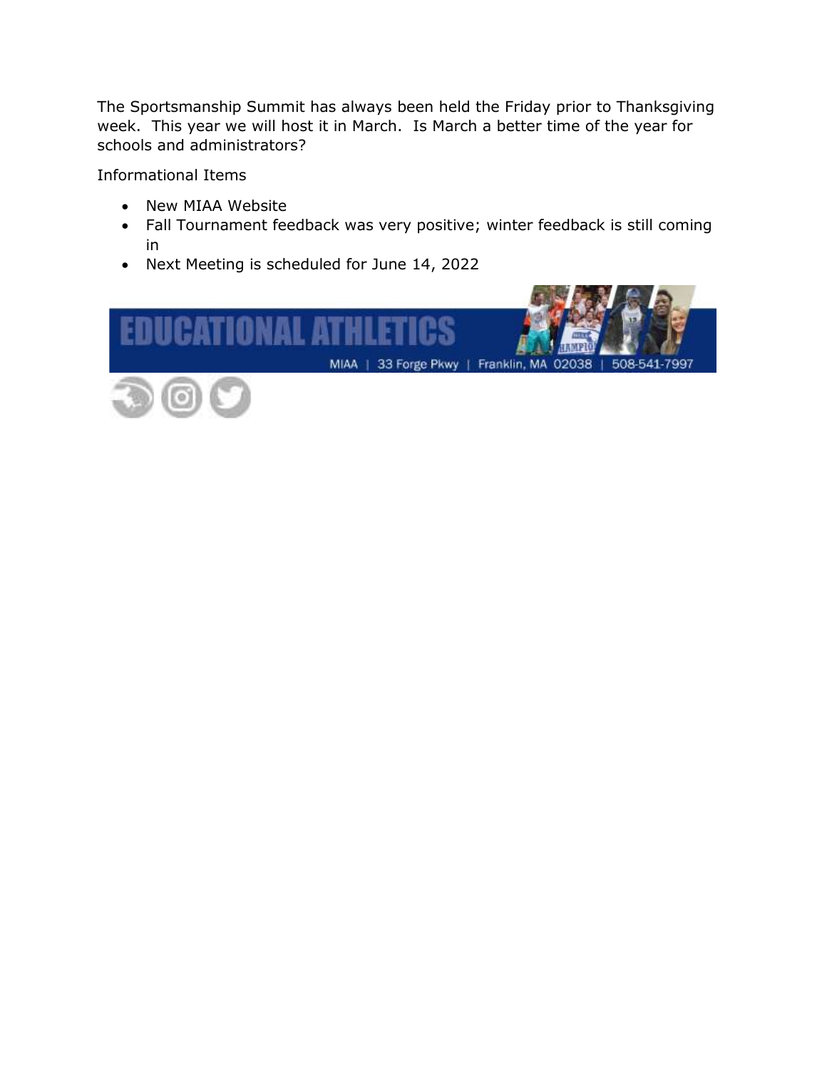The Sportsmanship Summit has always been held the Friday prior to Thanksgiving week. This year we will host it in March. Is March a better time of the year for schools and administrators?

Informational Items

- New MIAA Website
- Fall Tournament feedback was very positive; winter feedback is still coming in
- Next Meeting is scheduled for June 14, 2022

EDUCATIONAL ATHLETICS

MIAA | 33 Forge Pkwy | Franklin, MA 02038 | 508-541-7997